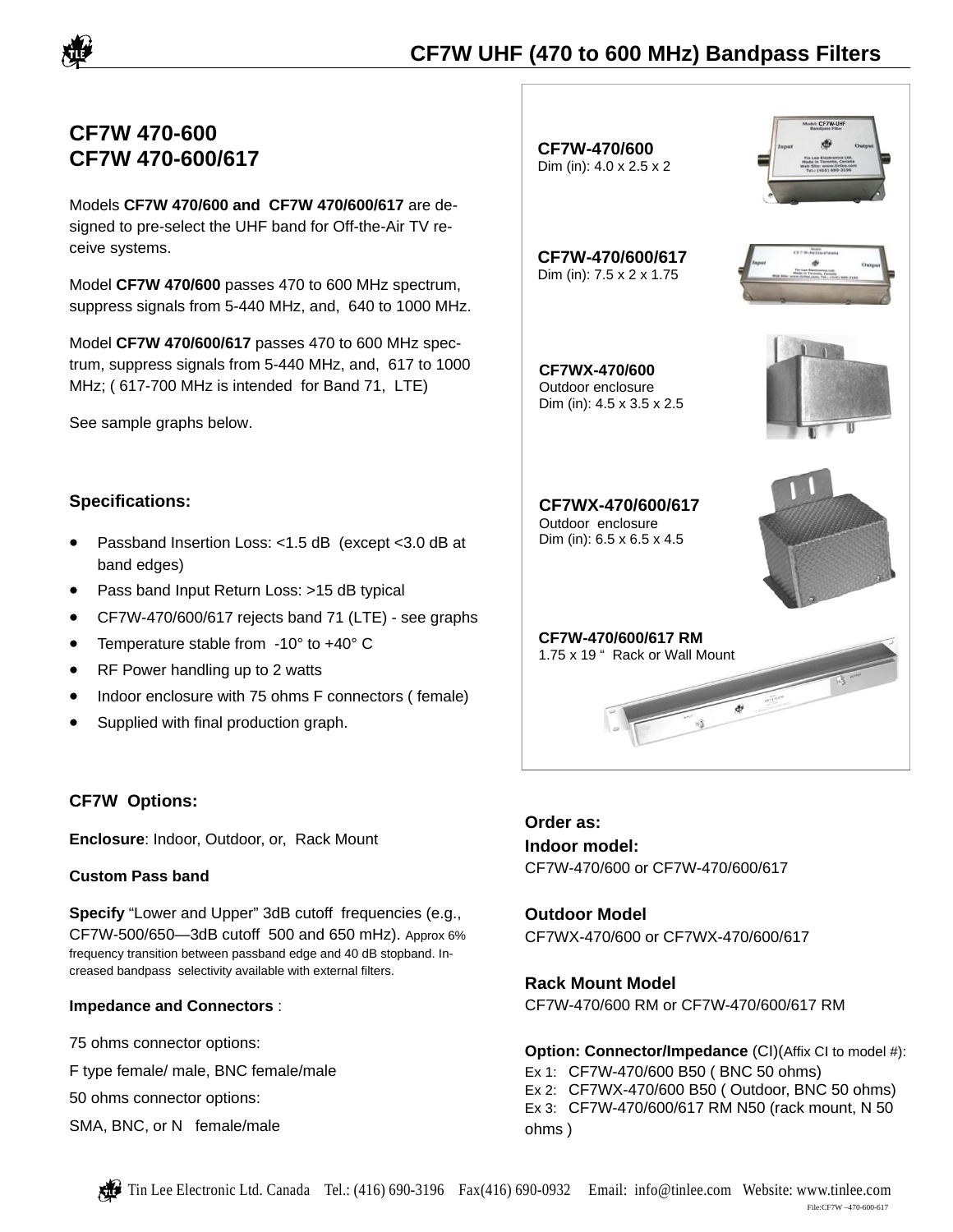# CF7W UHF (470 to 600 MHz) Bandpass Filters

## CF7W 470-600
## CF7W 470-600/617

Models **CF7W 470/600 and CF7W 470/600/617** are designed to pre-select the UHF band for Off-the-Air TV receive systems.

Model **CF7W 470/600** passes 470 to 600 MHz spectrum, suppress signals from 5-440 MHz, and, 640 to 1000 MHz.

Model **CF7W 470/600/617** passes 470 to 600 MHz spectrum, suppress signals from 5-440 MHz, and, 617 to 1000 MHz; ( 617-700 MHz is intended for Band 71, LTE)

See sample graphs below.

**CF7W-470/600**
Dim (in): 4.0 x 2.5 x 2

**CF7W-470/600/617**
Dim (in): 7.5 x 2 x 1.75

**CF7WX-470/600**
Outdoor enclosure
Dim (in): 4.5 x 3.5 x 2.5

**CF7WX-470/600/617**
Outdoor enclosure
Dim (in): 6.5 x 6.5 x 4.5

**CF7W-470/600/617 RM**
1.75 x 19 " Rack or Wall Mount

### Specifications:

- Passband Insertion Loss: <1.5 dB (except <3.0 dB at band edges)
- Pass band Input Return Loss: >15 dB typical
- CF7W-470/600/617 rejects band 71 (LTE) - see graphs
- Temperature stable from -10° to +40° C
- RF Power handling up to 2 watts
- Indoor enclosure with 75 ohms F connectors ( female)
- Supplied with final production graph.

### CF7W Options:

**Enclosure**: Indoor, Outdoor, or, Rack Mount

**Custom Pass band**

**Specify** "Lower and Upper" 3dB cutoff frequencies (e.g., CF7W-500/650—3dB cutoff 500 and 650 mHz). Approx 6% frequency transition between passband edge and 40 dB stopband. Increased bandpass selectivity available with external filters.

**Impedance and Connectors** :

75 ohms connector options:

F type female/ male, BNC female/male

50 ohms connector options:

SMA, BNC, or N female/male

**Order as:**

**Indoor model:**
CF7W-470/600 or CF7W-470/600/617

**Outdoor Model**
CF7WX-470/600 or CF7WX-470/600/617

**Rack Mount Model**
CF7W-470/600 RM or CF7W-470/600/617 RM

**Option: Connector/Impedance** (CI)(Affix CI to model #):
Ex 1: CF7W-470/600 B50 ( BNC 50 ohms)
Ex 2: CF7WX-470/600 B50 ( Outdoor, BNC 50 ohms)
Ex 3: CF7W-470/600/617 RM N50 (rack mount, N 50 ohms )

Tin Lee Electronic Ltd. Canada Tel.: (416) 690-3196 Fax(416) 690-0932 Email: info@tinlee.com Website: www.tinlee.com

File:CF7W –470-600-617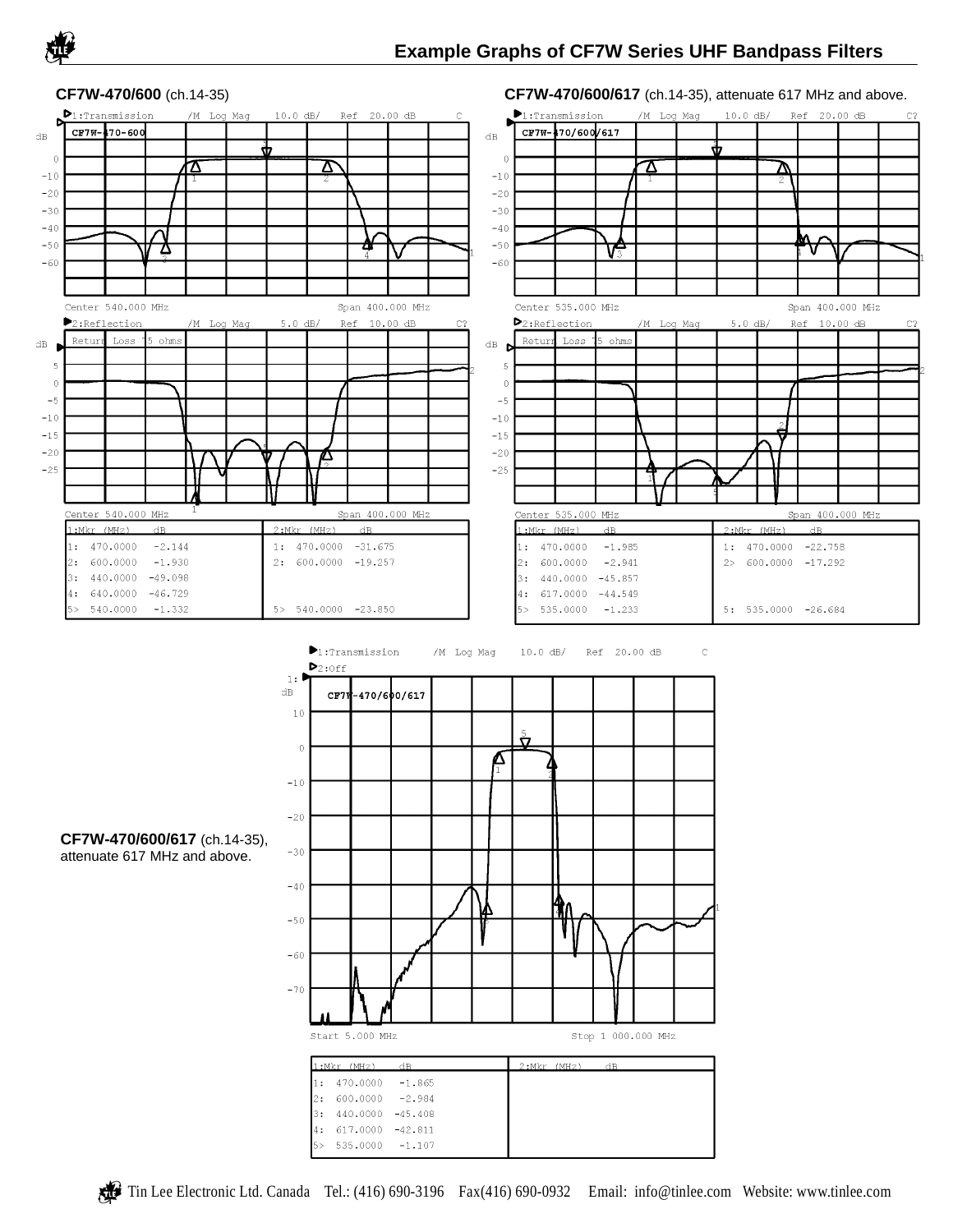# Example Graphs of CF7W Series UHF Bandpass Filters

**CF7W-470/600** (ch.14-35)

1:Transmission /M Log Mag 10.0 dB/ Ref 20.00 dB C

CF7W-470-600

Center 540.000 MHz Span 400.000 MHz

2:Reflection /M Log Mag 5.0 dB/ Ref 10.00 dB C?

Return Loss 75 ohms

Center 540.000 MHz Span 400.000 MHz

| 1:Mkr (MHz) | dB | 2:Mkr (MHz) | dB |
|---|---|---|---|
| 1: 470.0000 | -2.144 | 1: 470.0000 | -31.675 |
| 2: 600.0000 | -1.930 | 2: 600.0000 | -19.257 |
| 3: 440.0000 | -49.098 | | |
| 4: 640.0000 | -46.729 | | |
| 5> 540.0000 | -1.332 | 5> 540.0000 | -23.850 |

**CF7W-470/600/617** (ch.14-35), attenuate 617 MHz and above.

1:Transmission /M Log Mag 10.0 dB/ Ref 20.00 dB C?

CF7W-470/600/617

Center 535.000 MHz Span 400.000 MHz

2:Reflection /M Log Mag 5.0 dB/ Ref 10.00 dB C?

Return Loss 75 ohms

Center 535.000 MHz Span 400.000 MHz

| 1:Mkr (MHz) | dB | 2:Mkr (MHz) | dB |
|---|---|---|---|
| 1: 470.0000 | -1.985 | 1: 470.0000 | -22.758 |
| 2: 600.0000 | -2.941 | 2> 600.0000 | -17.292 |
| 3: 440.0000 | -45.857 | | |
| 4: 617.0000 | -44.549 | | |
| 5> 535.0000 | -1.233 | 5: 535.0000 | -26.684 |

**CF7W-470/600/617** (ch.14-35), attenuate 617 MHz and above.

1:Transmission /M Log Mag 10.0 dB/ Ref 20.00 dB C

2:Off

CF7W-470/600/617

Start 5.000 MHz Stop 1 000.000 MHz

| 1:Mkr (MHz) | dB | 2:Mkr (MHz) | dB |
|---|---|---|---|
| 1: 470.0000 | -1.865 | | |
| 2: 600.0000 | -2.984 | | |
| 3: 440.0000 | -45.408 | | |
| 4: 617.0000 | -42.811 | | |
| 5> 535.0000 | -1.107 | | |

Tin Lee Electronic Ltd. Canada Tel.: (416) 690-3196 Fax(416) 690-0932 Email: info@tinlee.com Website: www.tinlee.com